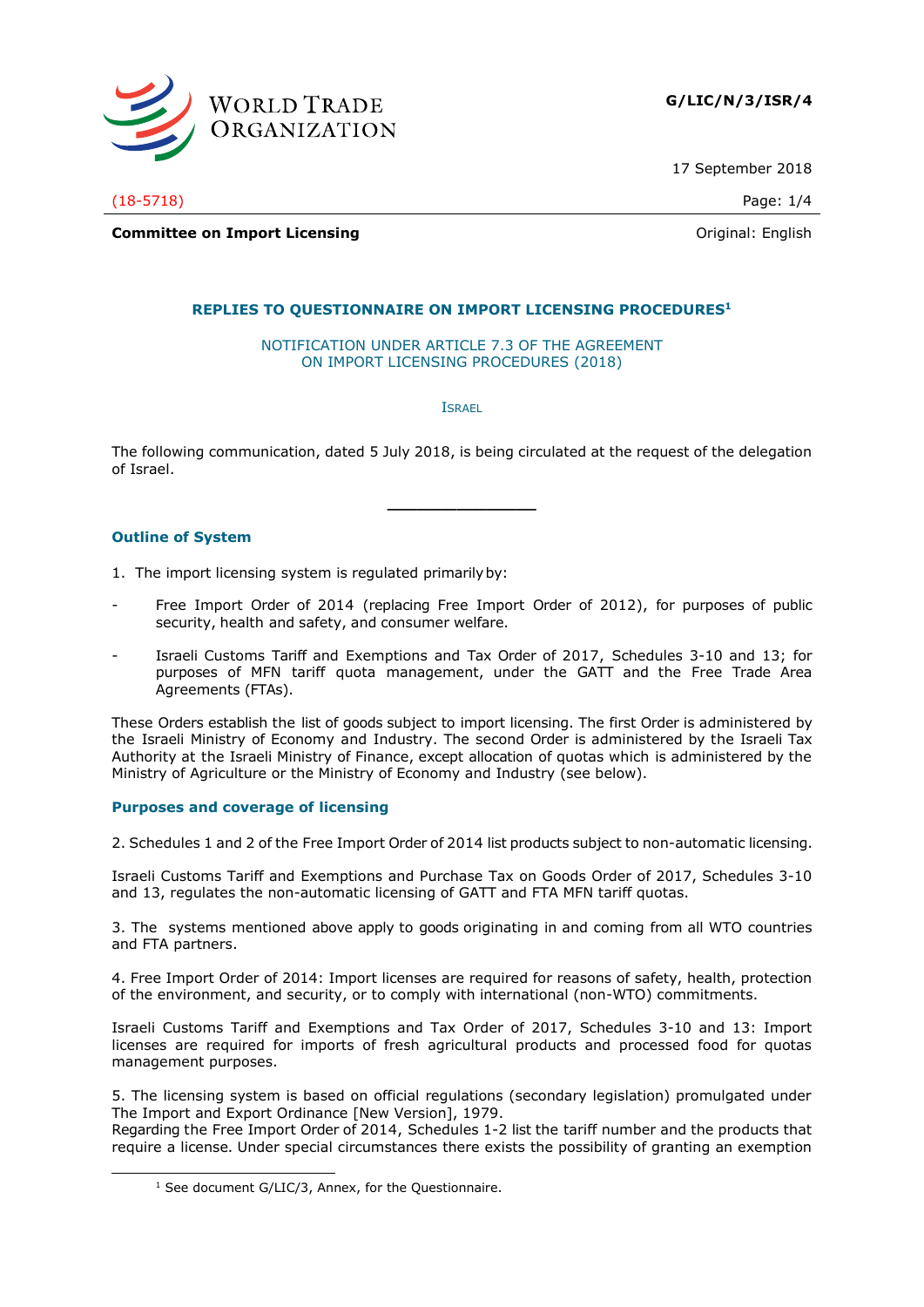G/LIC/N/3/ISR/4

17 September 2018

(18-5718)

**Committee on Import Licensing**

Original: English

## REPLIES TO QUESTIONNAIRE ON IMPORT LICENSING PROCEDURES[1]

NOTIFICATION UNDER ARTICLE 7.3 OF THE AGREEMENT ON IMPORT LICENSING PROCEDURES (2018)

ISRAEL

The following communication, dated 5 July 2018, is being circulated at the request of the delegation of Israel.

---

### Outline of System

1. The import licensing system is regulated primarily by:

- Free Import Order of 2014 (replacing Free Import Order of 2012), for purposes of public security, health and safety, and consumer welfare.
- Israeli Customs Tariff and Exemptions and Tax Order of 2017, Schedules 3-10 and 13; for purposes of MFN tariff quota management, under the GATT and the Free Trade Area Agreements (FTAs).

These Orders establish the list of goods subject to import licensing. The first Order is administered by the Israeli Ministry of Economy and Industry. The second Order is administered by the Israeli Tax Authority at the Israeli Ministry of Finance, except allocation of quotas which is administered by the Ministry of Agriculture or the Ministry of Economy and Industry (see below).

### Purposes and coverage of licensing

2. Schedules 1 and 2 of the Free Import Order of 2014 list products subject to non-automatic licensing.

Israeli Customs Tariff and Exemptions and Purchase Tax on Goods Order of 2017, Schedules 3-10 and 13, regulates the non-automatic licensing of GATT and FTA MFN tariff quotas.

3. The systems mentioned above apply to goods originating in and coming from all WTO countries and FTA partners.

4. Free Import Order of 2014: Import licenses are required for reasons of safety, health, protection of the environment, and security, or to comply with international (non-WTO) commitments.

Israeli Customs Tariff and Exemptions and Tax Order of 2017, Schedules 3-10 and 13: Import licenses are required for imports of fresh agricultural products and processed food for quotas management purposes.

5. The licensing system is based on official regulations (secondary legislation) promulgated under The Import and Export Ordinance [New Version], 1979.
Regarding the Free Import Order of 2014, Schedules 1-2 list the tariff number and the products that require a license. Under special circumstances there exists the possibility of granting an exemption

---

[1] See document G/LIC/3, Annex, for the Questionnaire.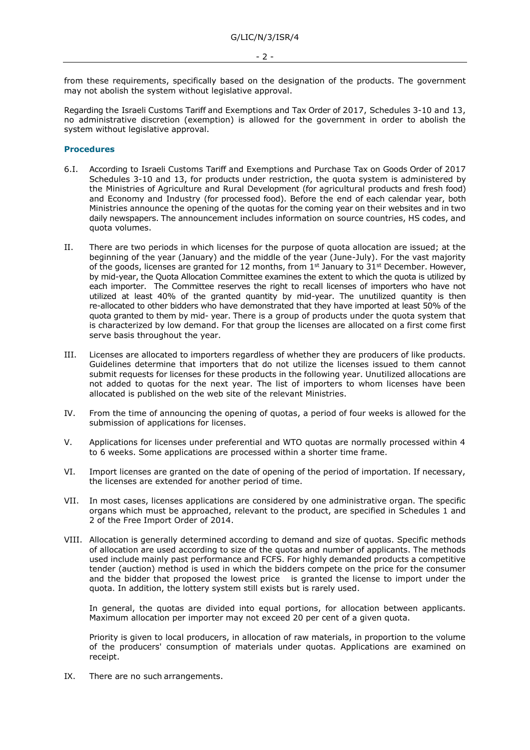from these requirements, specifically based on the designation of the products. The government may not abolish the system without legislative approval.

Regarding the Israeli Customs Tariff and Exemptions and Tax Order of 2017, Schedules 3-10 and 13, no administrative discretion (exemption) is allowed for the government in order to abolish the system without legislative approval.

### Procedures

6.I. According to Israeli Customs Tariff and Exemptions and Purchase Tax on Goods Order of 2017 Schedules 3-10 and 13, for products under restriction, the quota system is administered by the Ministries of Agriculture and Rural Development (for agricultural products and fresh food) and Economy and Industry (for processed food). Before the end of each calendar year, both Ministries announce the opening of the quotas for the coming year on their websites and in two daily newspapers. The announcement includes information on source countries, HS codes, and quota volumes.

II. There are two periods in which licenses for the purpose of quota allocation are issued; at the beginning of the year (January) and the middle of the year (June-July). For the vast majority of the goods, licenses are granted for 12 months, from 1st January to 31st December. However, by mid-year, the Quota Allocation Committee examines the extent to which the quota is utilized by each importer. The Committee reserves the right to recall licenses of importers who have not utilized at least 40% of the granted quantity by mid-year. The unutilized quantity is then re-allocated to other bidders who have demonstrated that they have imported at least 50% of the quota granted to them by mid- year. There is a group of products under the quota system that is characterized by low demand. For that group the licenses are allocated on a first come first serve basis throughout the year.

III. Licenses are allocated to importers regardless of whether they are producers of like products. Guidelines determine that importers that do not utilize the licenses issued to them cannot submit requests for licenses for these products in the following year. Unutilized allocations are not added to quotas for the next year. The list of importers to whom licenses have been allocated is published on the web site of the relevant Ministries.

IV. From the time of announcing the opening of quotas, a period of four weeks is allowed for the submission of applications for licenses.

V. Applications for licenses under preferential and WTO quotas are normally processed within 4 to 6 weeks. Some applications are processed within a shorter time frame.

VI. Import licenses are granted on the date of opening of the period of importation. If necessary, the licenses are extended for another period of time.

VII. In most cases, licenses applications are considered by one administrative organ. The specific organs which must be approached, relevant to the product, are specified in Schedules 1 and 2 of the Free Import Order of 2014.

VIII. Allocation is generally determined according to demand and size of quotas. Specific methods of allocation are used according to size of the quotas and number of applicants. The methods used include mainly past performance and FCFS. For highly demanded products a competitive tender (auction) method is used in which the bidders compete on the price for the consumer and the bidder that proposed the lowest price is granted the license to import under the quota. In addition, the lottery system still exists but is rarely used.

In general, the quotas are divided into equal portions, for allocation between applicants. Maximum allocation per importer may not exceed 20 per cent of a given quota.

Priority is given to local producers, in allocation of raw materials, in proportion to the volume of the producers' consumption of materials under quotas. Applications are examined on receipt.

IX. There are no such arrangements.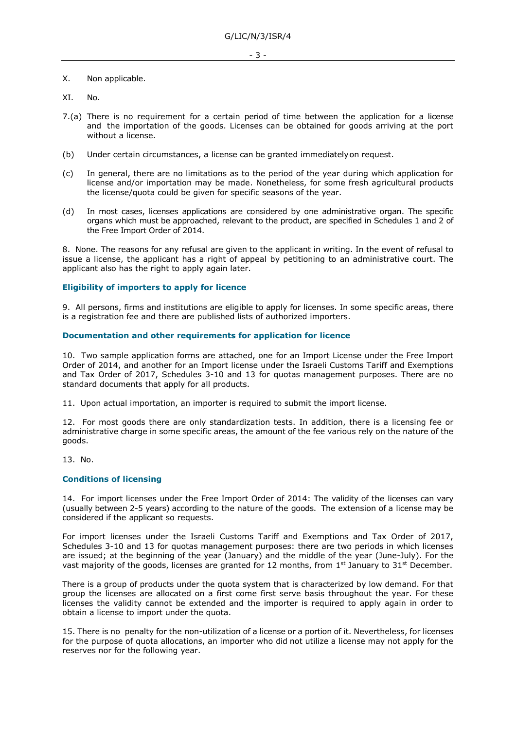X. Non applicable.

XI. No.

7.(a) There is no requirement for a certain period of time between the application for a license and the importation of the goods. Licenses can be obtained for goods arriving at the port without a license.

(b) Under certain circumstances, a license can be granted immediately on request.

(c) In general, there are no limitations as to the period of the year during which application for license and/or importation may be made. Nonetheless, for some fresh agricultural products the license/quota could be given for specific seasons of the year.

(d) In most cases, licenses applications are considered by one administrative organ. The specific organs which must be approached, relevant to the product, are specified in Schedules 1 and 2 of the Free Import Order of 2014.

8. None. The reasons for any refusal are given to the applicant in writing. In the event of refusal to issue a license, the applicant has a right of appeal by petitioning to an administrative court. The applicant also has the right to apply again later.

### Eligibility of importers to apply for licence

9. All persons, firms and institutions are eligible to apply for licenses. In some specific areas, there is a registration fee and there are published lists of authorized importers.

### Documentation and other requirements for application for licence

10. Two sample application forms are attached, one for an Import License under the Free Import Order of 2014, and another for an Import license under the Israeli Customs Tariff and Exemptions and Tax Order of 2017, Schedules 3-10 and 13 for quotas management purposes. There are no standard documents that apply for all products.

11. Upon actual importation, an importer is required to submit the import license.

12. For most goods there are only standardization tests. In addition, there is a licensing fee or administrative charge in some specific areas, the amount of the fee various rely on the nature of the goods.

13. No.

### Conditions of licensing

14. For import licenses under the Free Import Order of 2014: The validity of the licenses can vary (usually between 2-5 years) according to the nature of the goods. The extension of a license may be considered if the applicant so requests.

For import licenses under the Israeli Customs Tariff and Exemptions and Tax Order of 2017, Schedules 3-10 and 13 for quotas management purposes: there are two periods in which licenses are issued; at the beginning of the year (January) and the middle of the year (June-July). For the vast majority of the goods, licenses are granted for 12 months, from 1st January to 31st December.

There is a group of products under the quota system that is characterized by low demand. For that group the licenses are allocated on a first come first serve basis throughout the year. For these licenses the validity cannot be extended and the importer is required to apply again in order to obtain a license to import under the quota.

15. There is no penalty for the non-utilization of a license or a portion of it. Nevertheless, for licenses for the purpose of quota allocations, an importer who did not utilize a license may not apply for the reserves nor for the following year.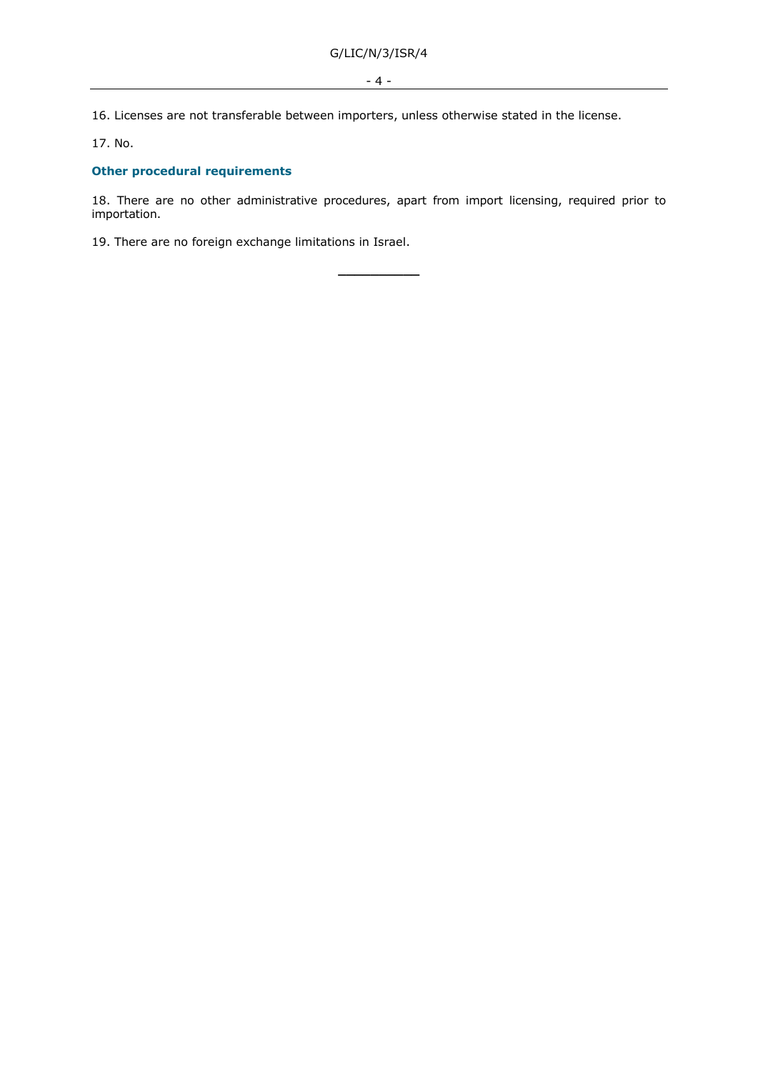16. Licenses are not transferable between importers, unless otherwise stated in the license.

17. No.

### Other procedural requirements

18. There are no other administrative procedures, apart from import licensing, required prior to importation.

19. There are no foreign exchange limitations in Israel.

---